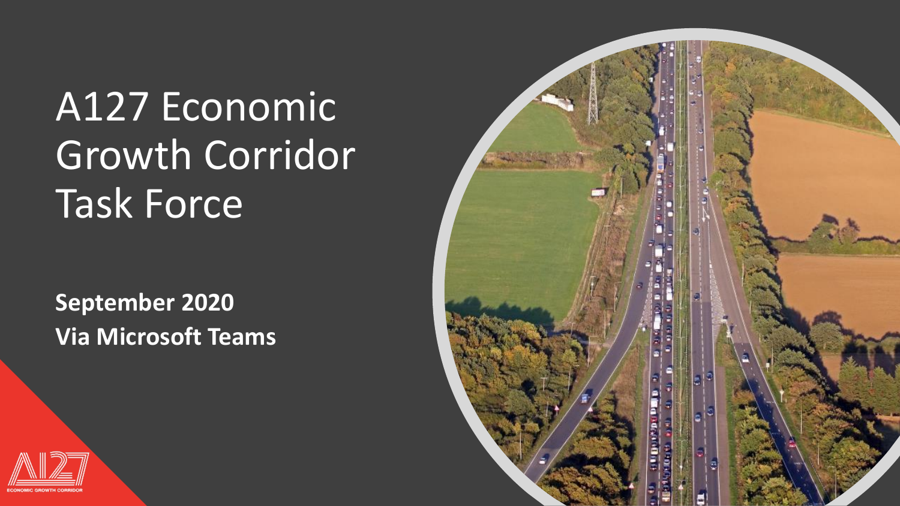# A127 Economic Growth Corridor Task Force

**September 2020**
**Via Microsoft Teams**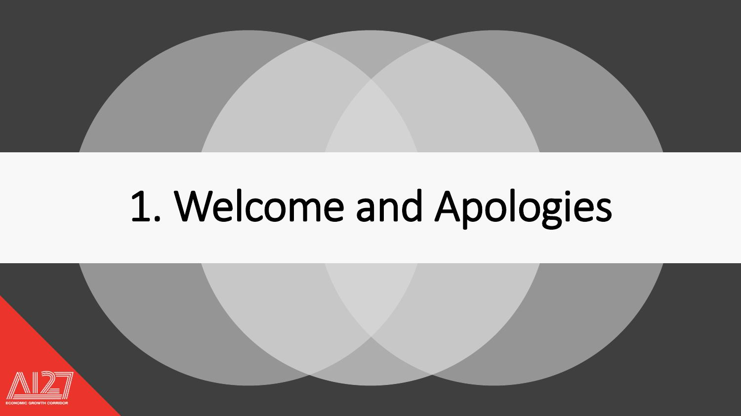# 1. Welcome and Apologies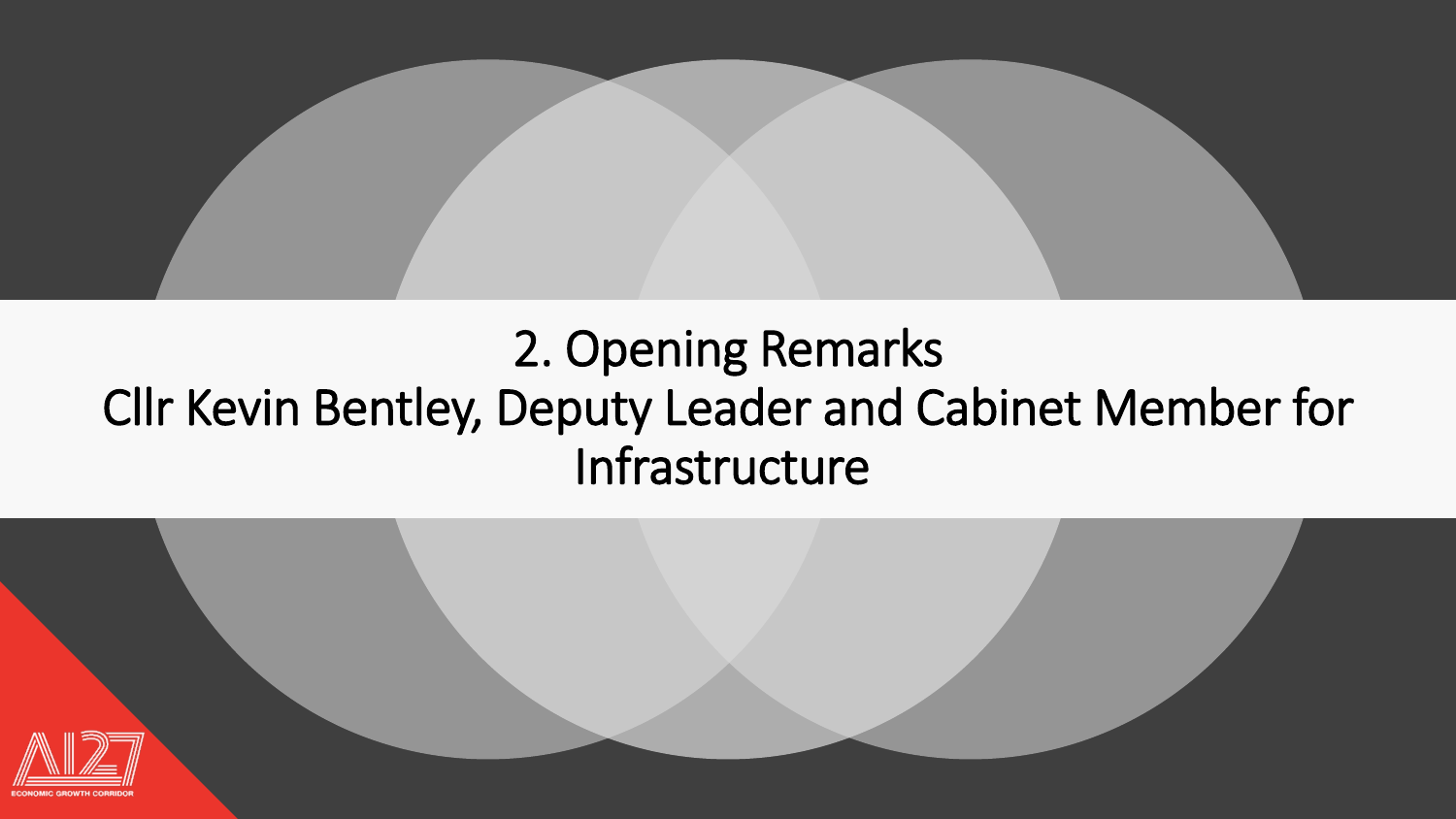# 2. Opening Remarks

Cllr Kevin Bentley, Deputy Leader and Cabinet Member for Infrastructure

A127 ECONOMIC GROWTH CORRIDOR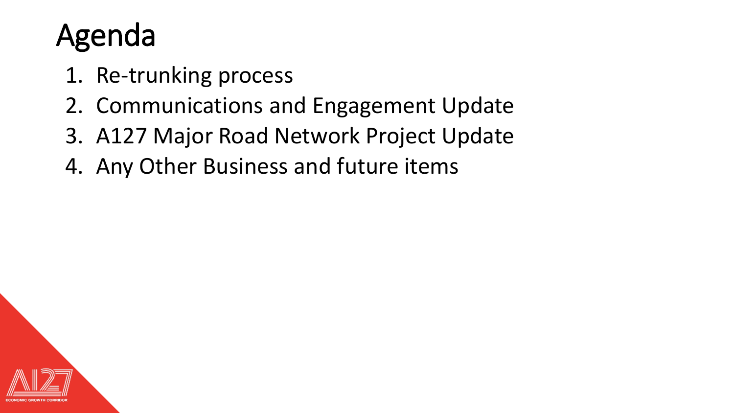# Agenda

1. Re-trunking process
2. Communications and Engagement Update
3. A127 Major Road Network Project Update
4. Any Other Business and future items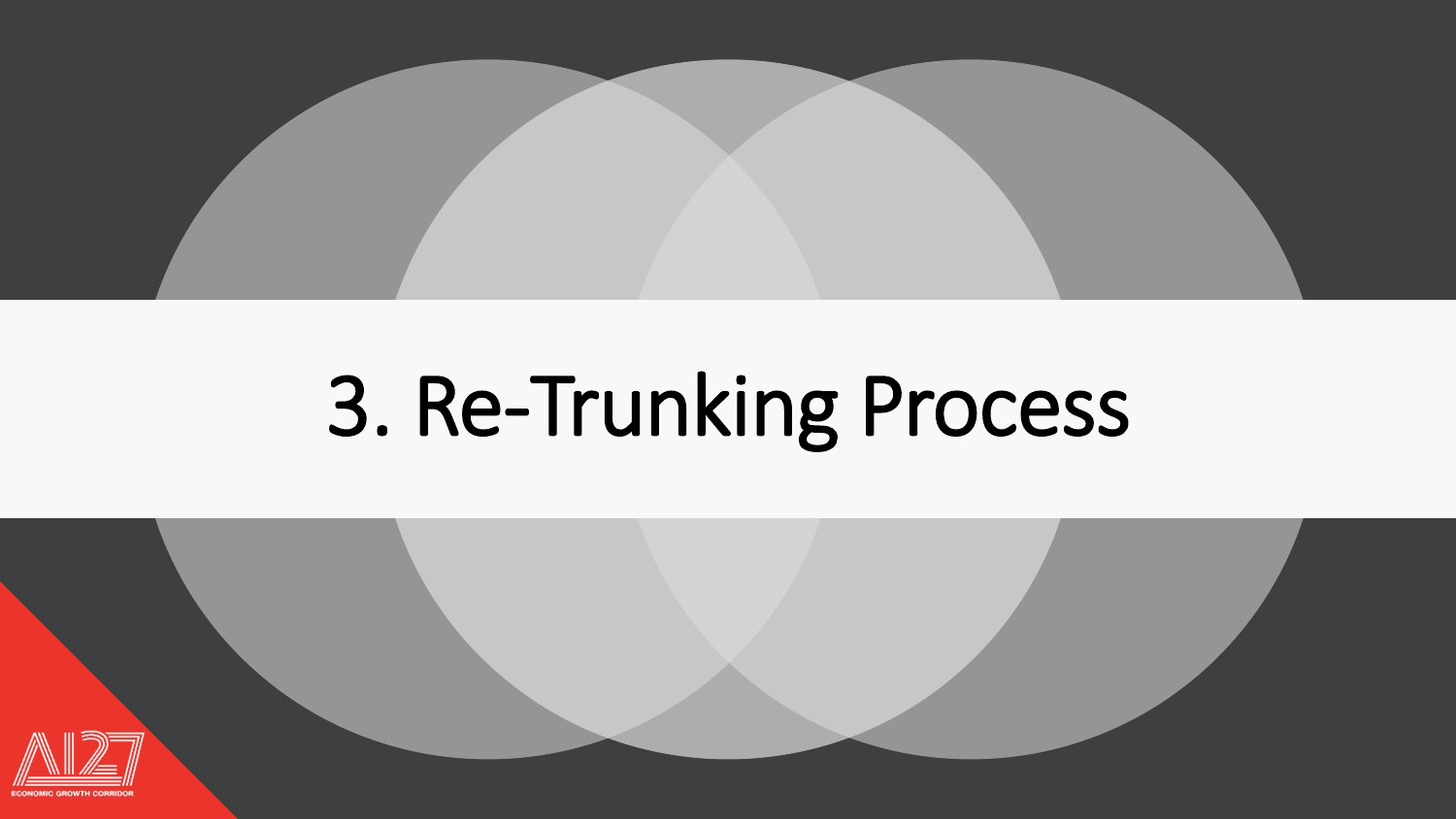# 3. Re-Trunking Process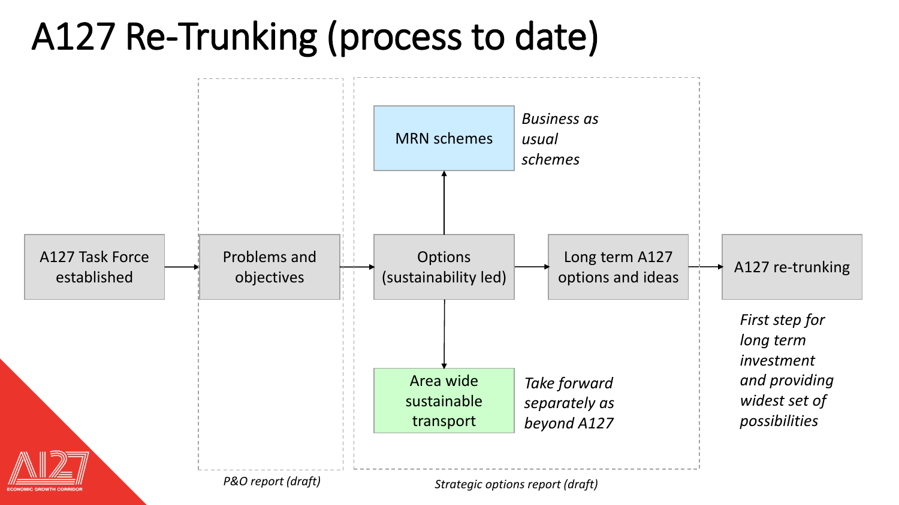# A127 Re-Trunking (process to date)

A127 Task Force established → Problems and objectives → Options (sustainability led) → Long term A127 options and ideas → A127 re-trunking

Options (sustainability led) → MRN schemes — *Business as usual schemes*

Options (sustainability led) → Area wide sustainable transport — *Take forward separately as beyond A127*

A127 re-trunking — *First step for long term investment and providing widest set of possibilities*

*P&O report (draft)*

*Strategic options report (draft)*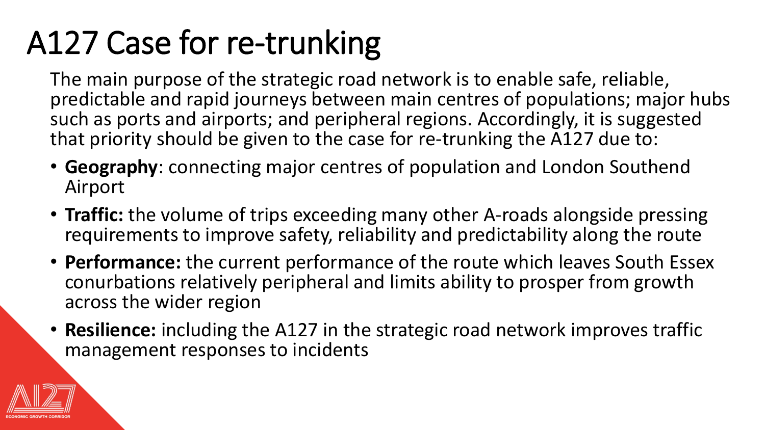# A127 Case for re-trunking

The main purpose of the strategic road network is to enable safe, reliable, predictable and rapid journeys between main centres of populations; major hubs such as ports and airports; and peripheral regions. Accordingly, it is suggested that priority should be given to the case for re-trunking the A127 due to:

- **Geography**: connecting major centres of population and London Southend Airport
- **Traffic:** the volume of trips exceeding many other A-roads alongside pressing requirements to improve safety, reliability and predictability along the route
- **Performance:** the current performance of the route which leaves South Essex conurbations relatively peripheral and limits ability to prosper from growth across the wider region
- **Resilience:** including the A127 in the strategic road network improves traffic management responses to incidents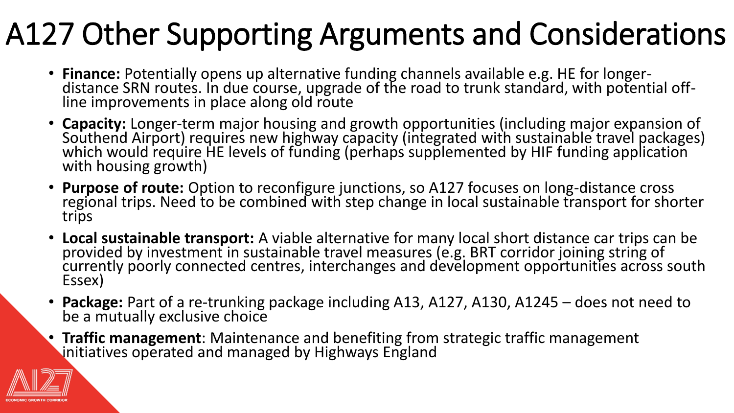# A127 Other Supporting Arguments and Considerations

- **Finance:** Potentially opens up alternative funding channels available e.g. HE for longer-distance SRN routes. In due course, upgrade of the road to trunk standard, with potential off-line improvements in place along old route
- **Capacity:** Longer-term major housing and growth opportunities (including major expansion of Southend Airport) requires new highway capacity (integrated with sustainable travel packages) which would require HE levels of funding (perhaps supplemented by HIF funding application with housing growth)
- **Purpose of route:** Option to reconfigure junctions, so A127 focuses on long-distance cross regional trips. Need to be combined with step change in local sustainable transport for shorter trips
- **Local sustainable transport:** A viable alternative for many local short distance car trips can be provided by investment in sustainable travel measures (e.g. BRT corridor joining string of currently poorly connected centres, interchanges and development opportunities across south Essex)
- **Package:** Part of a re-trunking package including A13, A127, A130, A1245 – does not need to be a mutually exclusive choice
- **Traffic management**: Maintenance and benefiting from strategic traffic management initiatives operated and managed by Highways England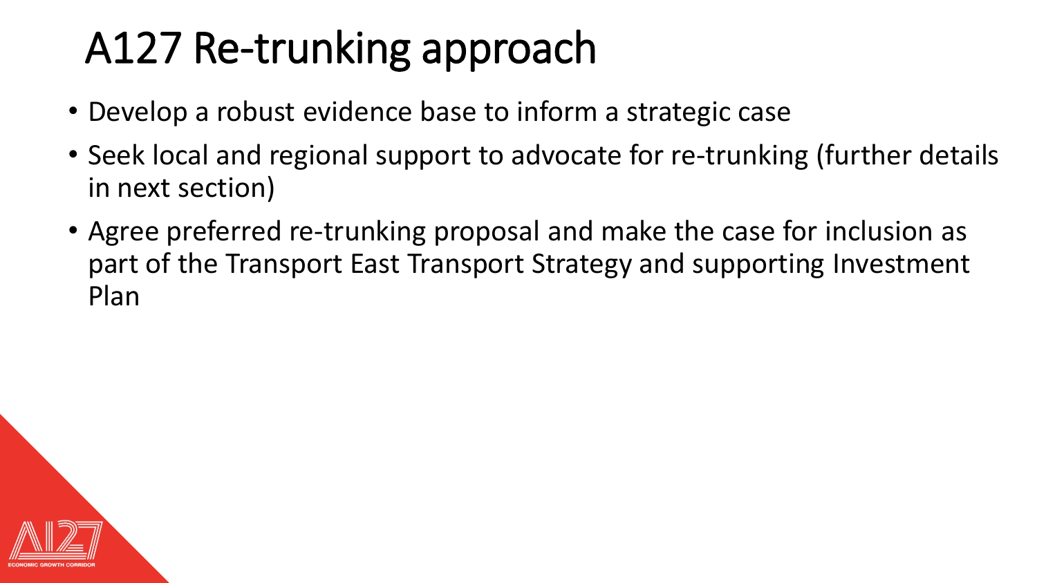# A127 Re-trunking approach

- Develop a robust evidence base to inform a strategic case
- Seek local and regional support to advocate for re-trunking (further details in next section)
- Agree preferred re-trunking proposal and make the case for inclusion as part of the Transport East Transport Strategy and supporting Investment Plan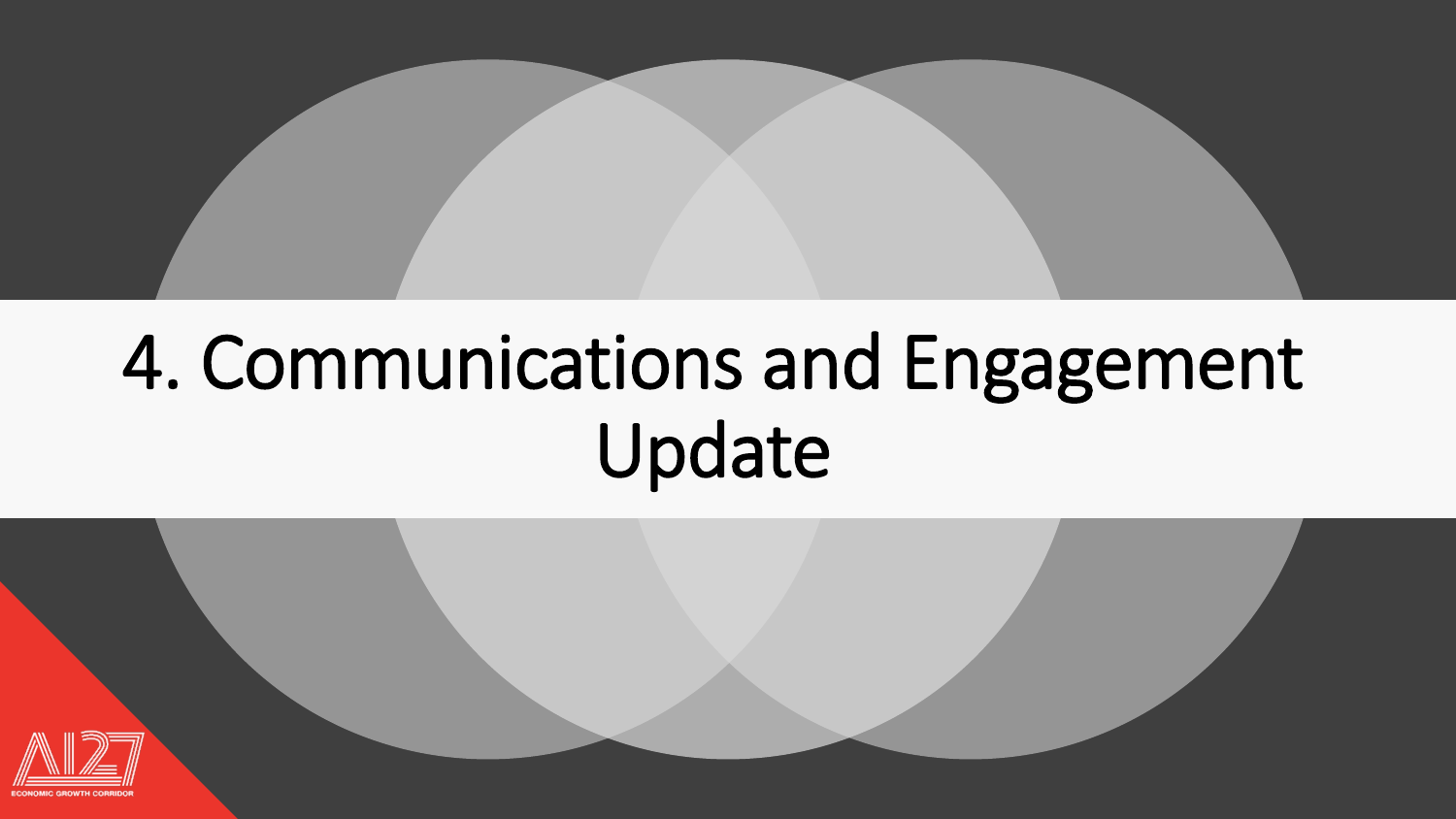# 4. Communications and Engagement Update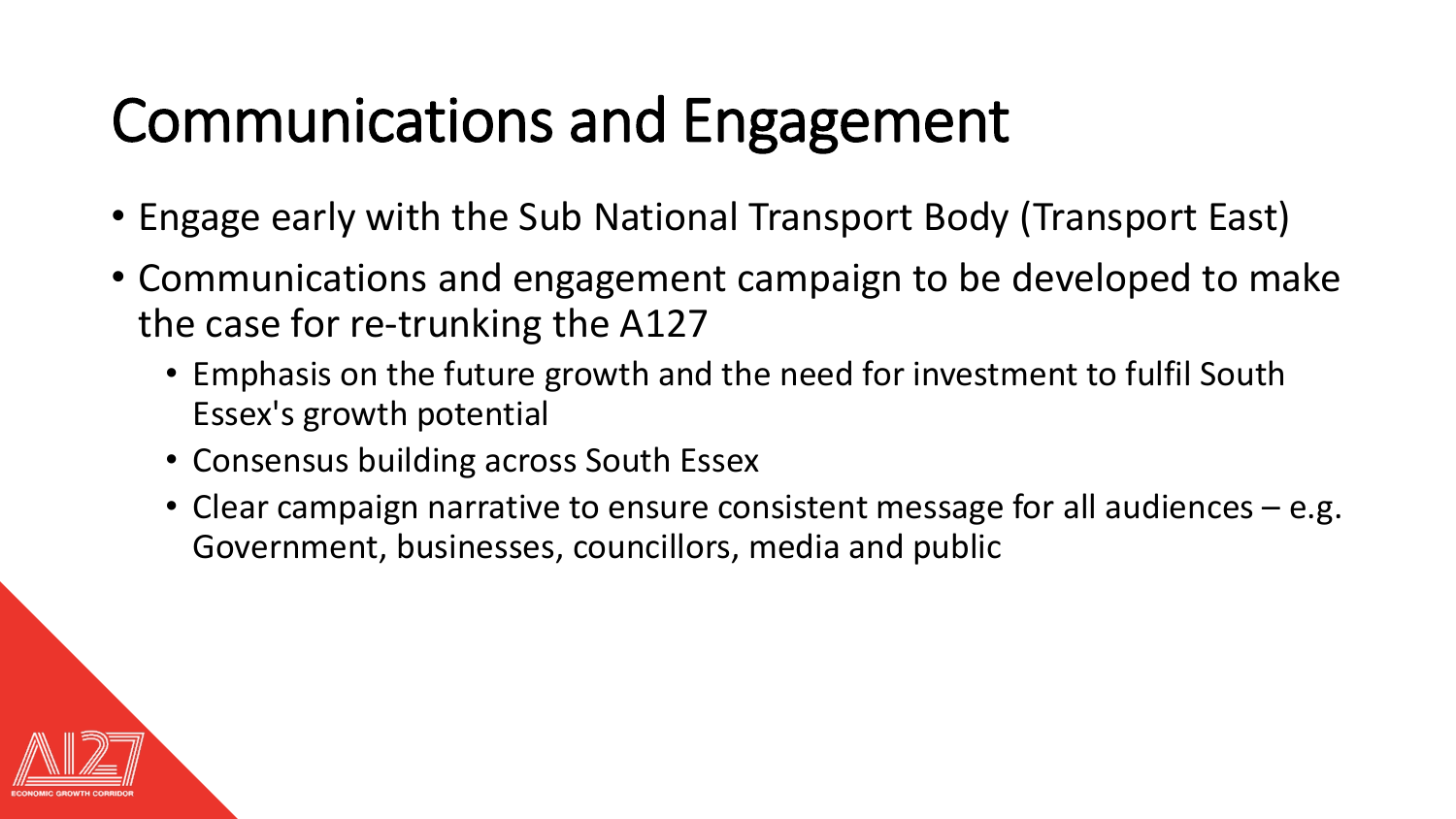# Communications and Engagement

- Engage early with the Sub National Transport Body (Transport East)
- Communications and engagement campaign to be developed to make the case for re-trunking the A127
  - Emphasis on the future growth and the need for investment to fulfil South Essex's growth potential
  - Consensus building across South Essex
  - Clear campaign narrative to ensure consistent message for all audiences – e.g. Government, businesses, councillors, media and public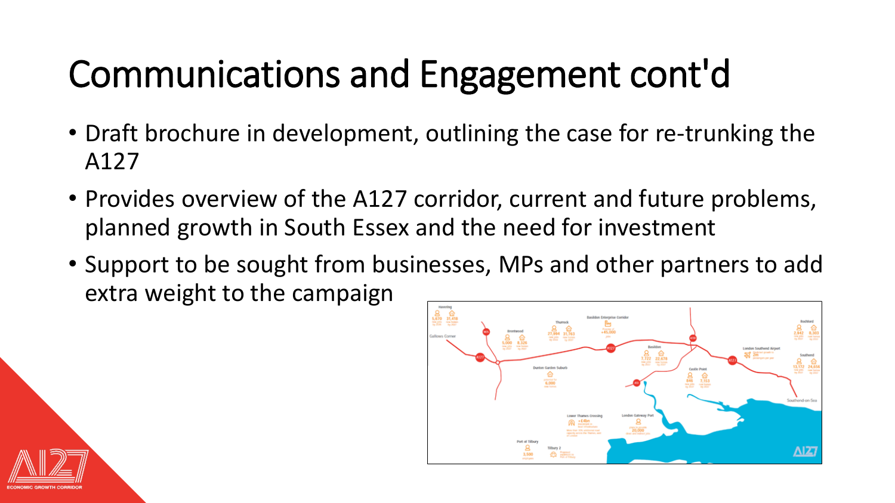# Communications and Engagement cont'd

- Draft brochure in development, outlining the case for re-trunking the A127
- Provides overview of the A127 corridor, current and future problems, planned growth in South Essex and the need for investment
- Support to be sought from businesses, MPs and other partners to add extra weight to the campaign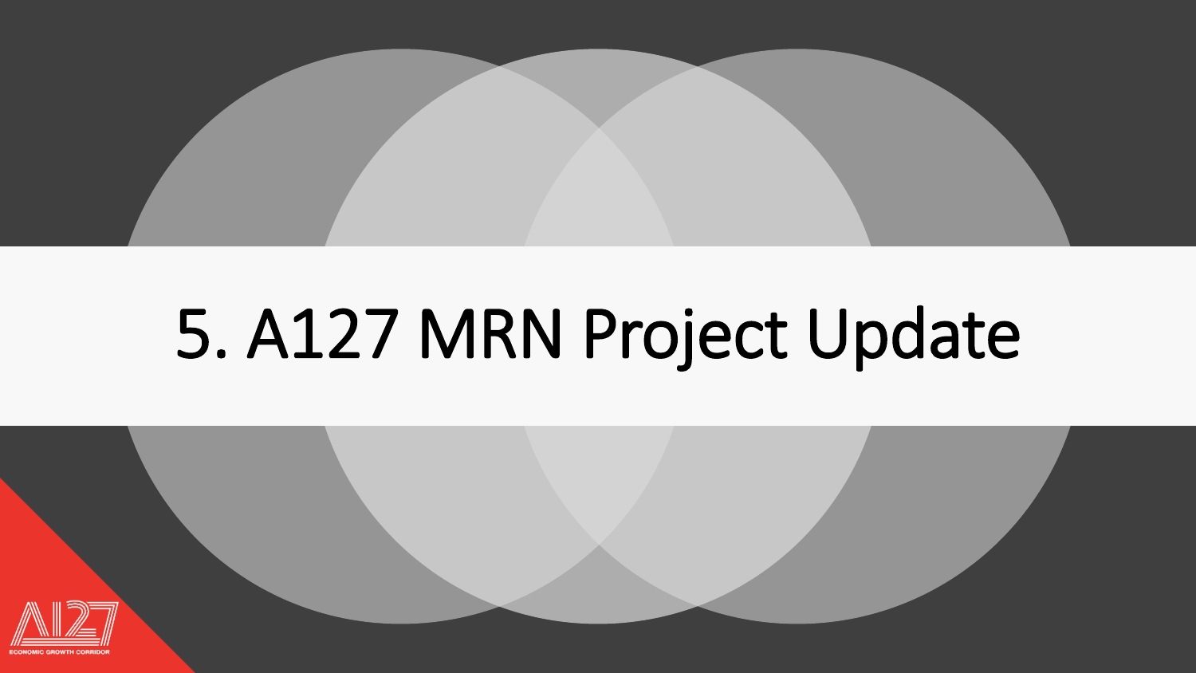# 5. A127 MRN Project Update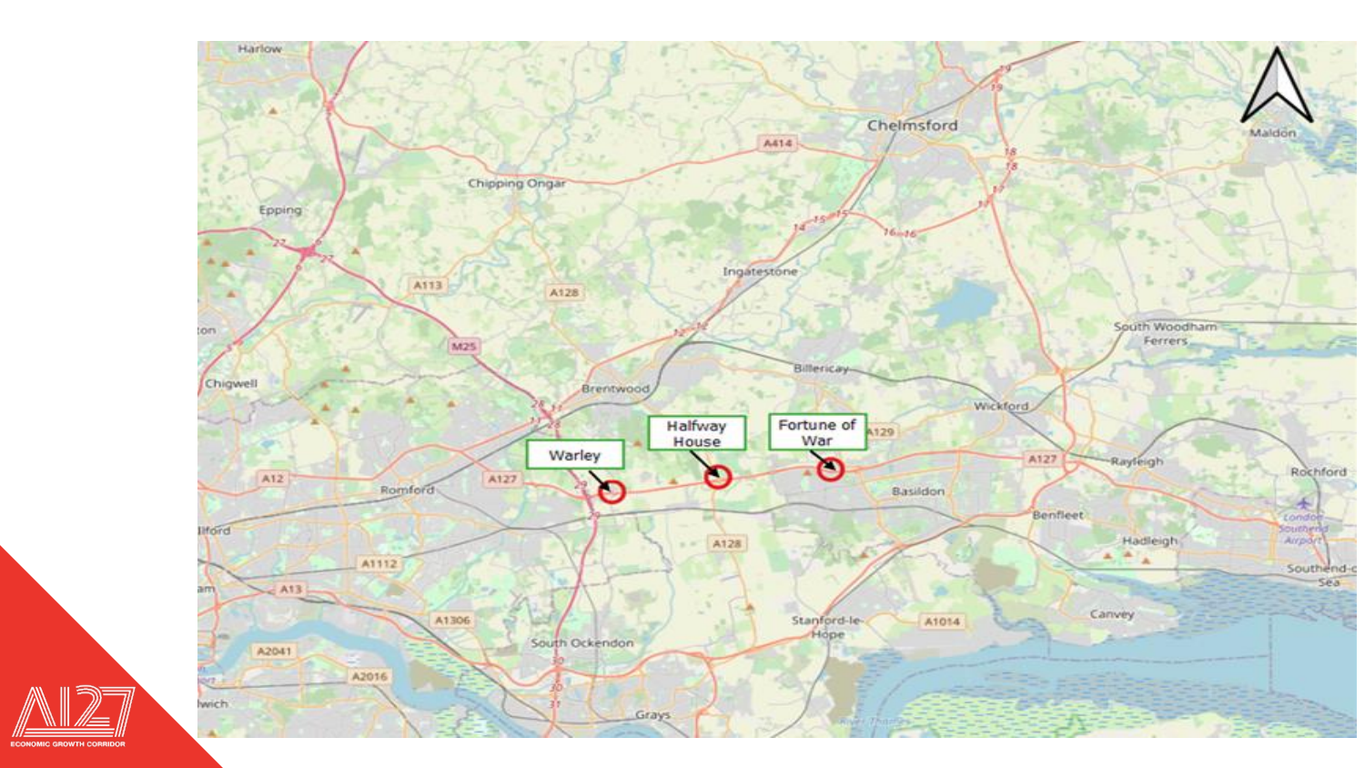Warley

Halfway House

Fortune of War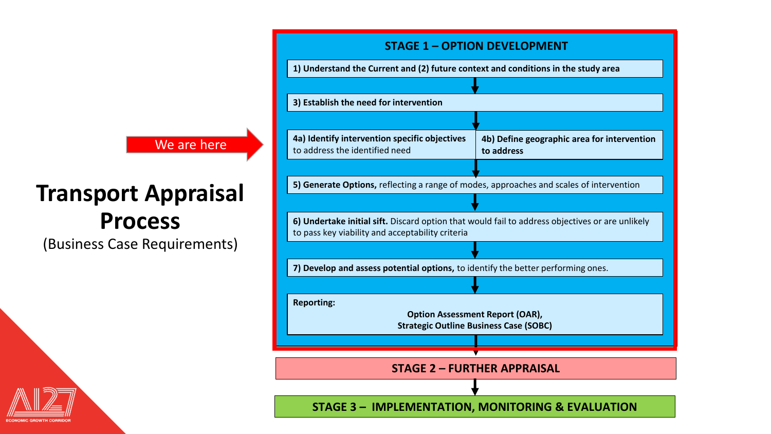We are here

# Transport Appraisal Process

(Business Case Requirements)

## STAGE 1 – OPTION DEVELOPMENT

**1) Understand the Current and (2) future context and conditions in the study area**

**3) Establish the need for intervention**

**4a) Identify intervention specific objectives** to address the identified need

**4b) Define geographic area for intervention to address**

**5) Generate Options,** reflecting a range of modes, approaches and scales of intervention

**6) Undertake initial sift.** Discard option that would fail to address objectives or are unlikely to pass key viability and acceptability criteria

**7) Develop and assess potential options,** to identify the better performing ones.

**Reporting:**

**Option Assessment Report (OAR),**
**Strategic Outline Business Case (SOBC)**

## STAGE 2 – FURTHER APPRAISAL

## STAGE 3 – IMPLEMENTATION, MONITORING & EVALUATION

A127 ECONOMIC GROWTH CORRIDOR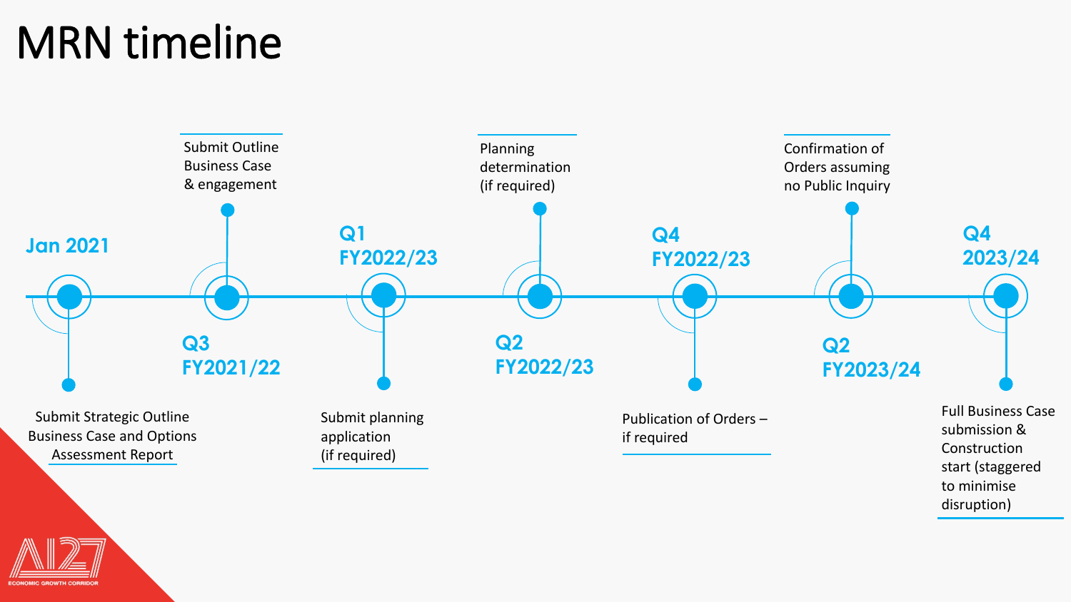# MRN timeline

- **Jan 2021** — Submit Strategic Outline Business Case and Options Assessment Report
- **Q3 FY2021/22** — Submit Outline Business Case & engagement
- **Q1 FY2022/23** — Submit planning application (if required)
- **Q2 FY2022/23** — Planning determination (if required)
- **Q4 FY2022/23** — Publication of Orders – if required
- **Q2 FY2023/24** — Confirmation of Orders assuming no Public Inquiry
- **Q4 2023/24** — Full Business Case submission & Construction start (staggered to minimise disruption)

A127 ECONOMIC GROWTH CORRIDOR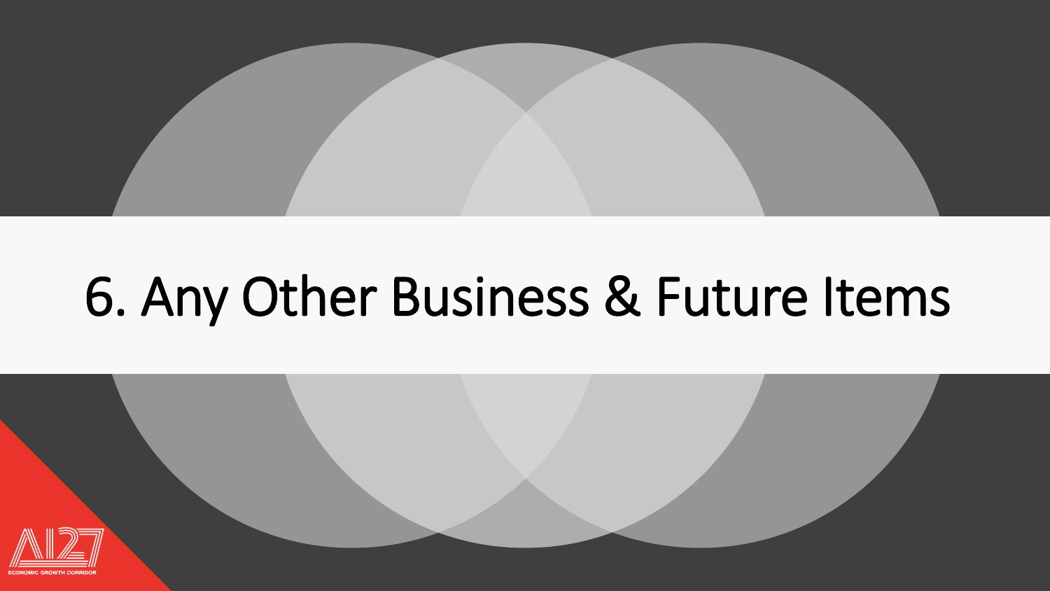# 6. Any Other Business & Future Items